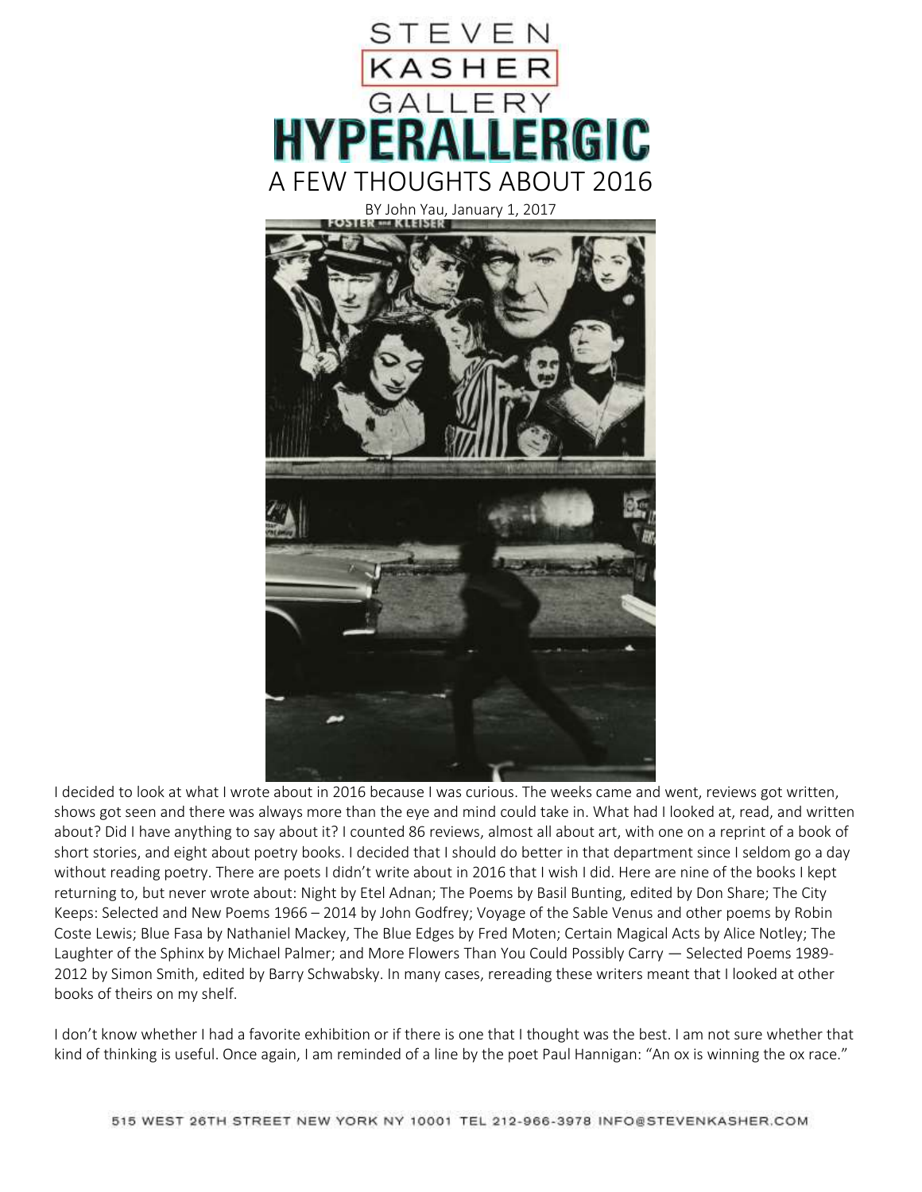STEVEN KASHER GALLERY

HYPERALLERGIC

# A FEW THOUGHTS ABOUT 2016

BY John Yau, January 1, 2017

I decided to look at what I wrote about in 2016 because I was curious. The weeks came and went, reviews got written, shows got seen and there was always more than the eye and mind could take in. What had I looked at, read, and written about? Did I have anything to say about it? I counted 86 reviews, almost all about art, with one on a reprint of a book of short stories, and eight about poetry books. I decided that I should do better in that department since I seldom go a day without reading poetry. There are poets I didn't write about in 2016 that I wish I did. Here are nine of the books I kept returning to, but never wrote about: Night by Etel Adnan; The Poems by Basil Bunting, edited by Don Share; The City Keeps: Selected and New Poems 1966 – 2014 by John Godfrey; Voyage of the Sable Venus and other poems by Robin Coste Lewis; Blue Fasa by Nathaniel Mackey, The Blue Edges by Fred Moten; Certain Magical Acts by Alice Notley; The Laughter of the Sphinx by Michael Palmer; and More Flowers Than You Could Possibly Carry — Selected Poems 1989-2012 by Simon Smith, edited by Barry Schwabsky. In many cases, rereading these writers meant that I looked at other books of theirs on my shelf.

I don't know whether I had a favorite exhibition or if there is one that I thought was the best. I am not sure whether that kind of thinking is useful. Once again, I am reminded of a line by the poet Paul Hannigan: "An ox is winning the ox race."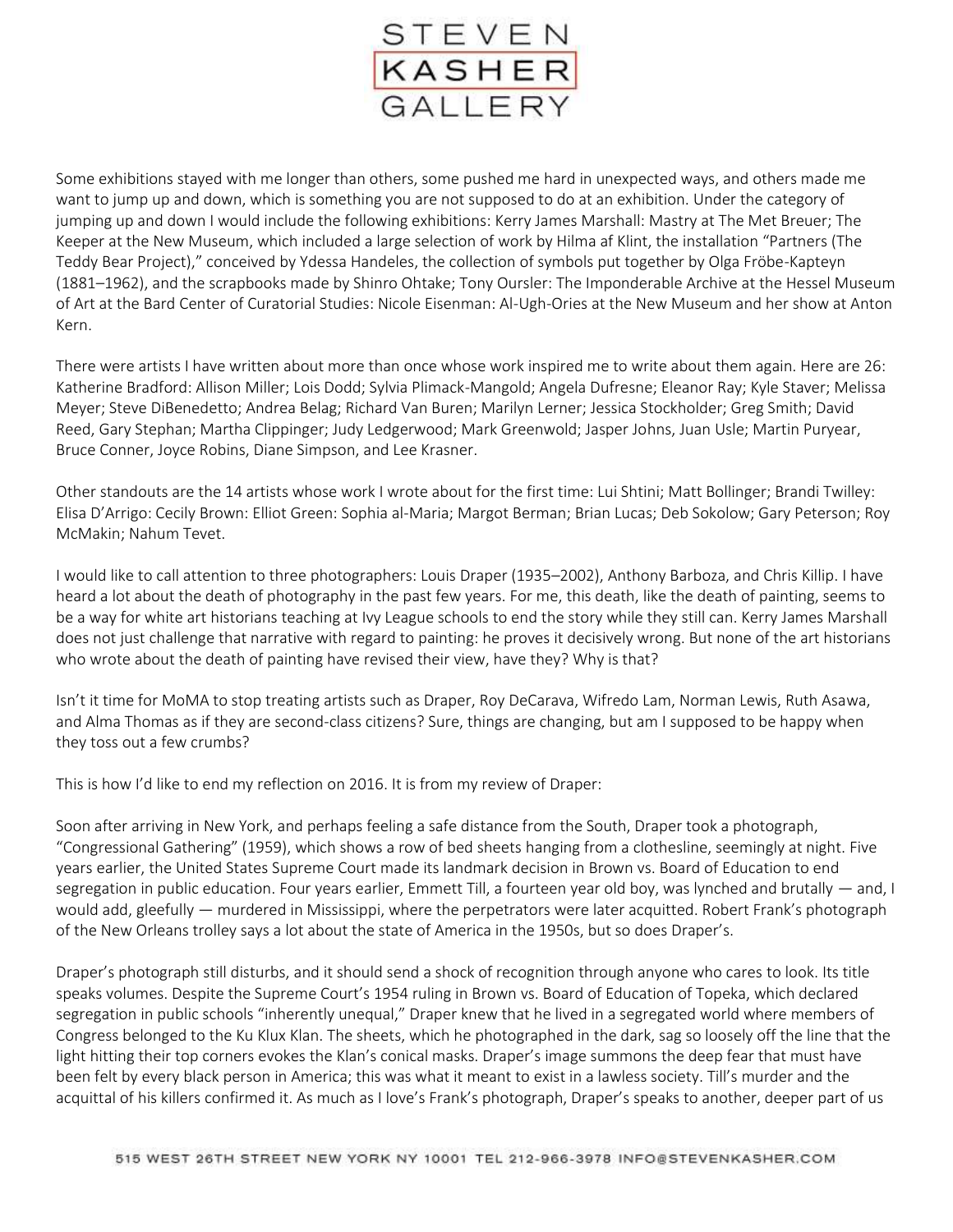Some exhibitions stayed with me longer than others, some pushed me hard in unexpected ways, and others made me want to jump up and down, which is something you are not supposed to do at an exhibition. Under the category of jumping up and down I would include the following exhibitions: Kerry James Marshall: Mastry at The Met Breuer; The Keeper at the New Museum, which included a large selection of work by Hilma af Klint, the installation "Partners (The Teddy Bear Project)," conceived by Ydessa Handeles, the collection of symbols put together by Olga Fröbe-Kapteyn (1881–1962), and the scrapbooks made by Shinro Ohtake; Tony Oursler: The Imponderable Archive at the Hessel Museum of Art at the Bard Center of Curatorial Studies: Nicole Eisenman: Al-Ugh-Ories at the New Museum and her show at Anton Kern.

There were artists I have written about more than once whose work inspired me to write about them again. Here are 26: Katherine Bradford: Allison Miller; Lois Dodd; Sylvia Plimack-Mangold; Angela Dufresne; Eleanor Ray; Kyle Staver; Melissa Meyer; Steve DiBenedetto; Andrea Belag; Richard Van Buren; Marilyn Lerner; Jessica Stockholder; Greg Smith; David Reed, Gary Stephan; Martha Clippinger; Judy Ledgerwood; Mark Greenwold; Jasper Johns, Juan Usle; Martin Puryear, Bruce Conner, Joyce Robins, Diane Simpson, and Lee Krasner.

Other standouts are the 14 artists whose work I wrote about for the first time: Lui Shtini; Matt Bollinger; Brandi Twilley: Elisa D'Arrigo: Cecily Brown: Elliot Green: Sophia al-Maria; Margot Berman; Brian Lucas; Deb Sokolow; Gary Peterson; Roy McMakin; Nahum Tevet.

I would like to call attention to three photographers: Louis Draper (1935–2002), Anthony Barboza, and Chris Killip. I have heard a lot about the death of photography in the past few years. For me, this death, like the death of painting, seems to be a way for white art historians teaching at Ivy League schools to end the story while they still can. Kerry James Marshall does not just challenge that narrative with regard to painting: he proves it decisively wrong. But none of the art historians who wrote about the death of painting have revised their view, have they? Why is that?

Isn't it time for MoMA to stop treating artists such as Draper, Roy DeCarava, Wifredo Lam, Norman Lewis, Ruth Asawa, and Alma Thomas as if they are second-class citizens? Sure, things are changing, but am I supposed to be happy when they toss out a few crumbs?

This is how I'd like to end my reflection on 2016. It is from my review of Draper:

Soon after arriving in New York, and perhaps feeling a safe distance from the South, Draper took a photograph, "Congressional Gathering" (1959), which shows a row of bed sheets hanging from a clothesline, seemingly at night. Five years earlier, the United States Supreme Court made its landmark decision in Brown vs. Board of Education to end segregation in public education. Four years earlier, Emmett Till, a fourteen year old boy, was lynched and brutally — and, I would add, gleefully — murdered in Mississippi, where the perpetrators were later acquitted. Robert Frank's photograph of the New Orleans trolley says a lot about the state of America in the 1950s, but so does Draper's.

Draper's photograph still disturbs, and it should send a shock of recognition through anyone who cares to look. Its title speaks volumes. Despite the Supreme Court's 1954 ruling in Brown vs. Board of Education of Topeka, which declared segregation in public schools "inherently unequal," Draper knew that he lived in a segregated world where members of Congress belonged to the Ku Klux Klan. The sheets, which he photographed in the dark, sag so loosely off the line that the light hitting their top corners evokes the Klan's conical masks. Draper's image summons the deep fear that must have been felt by every black person in America; this was what it meant to exist in a lawless society. Till's murder and the acquittal of his killers confirmed it. As much as I love's Frank's photograph, Draper's speaks to another, deeper part of us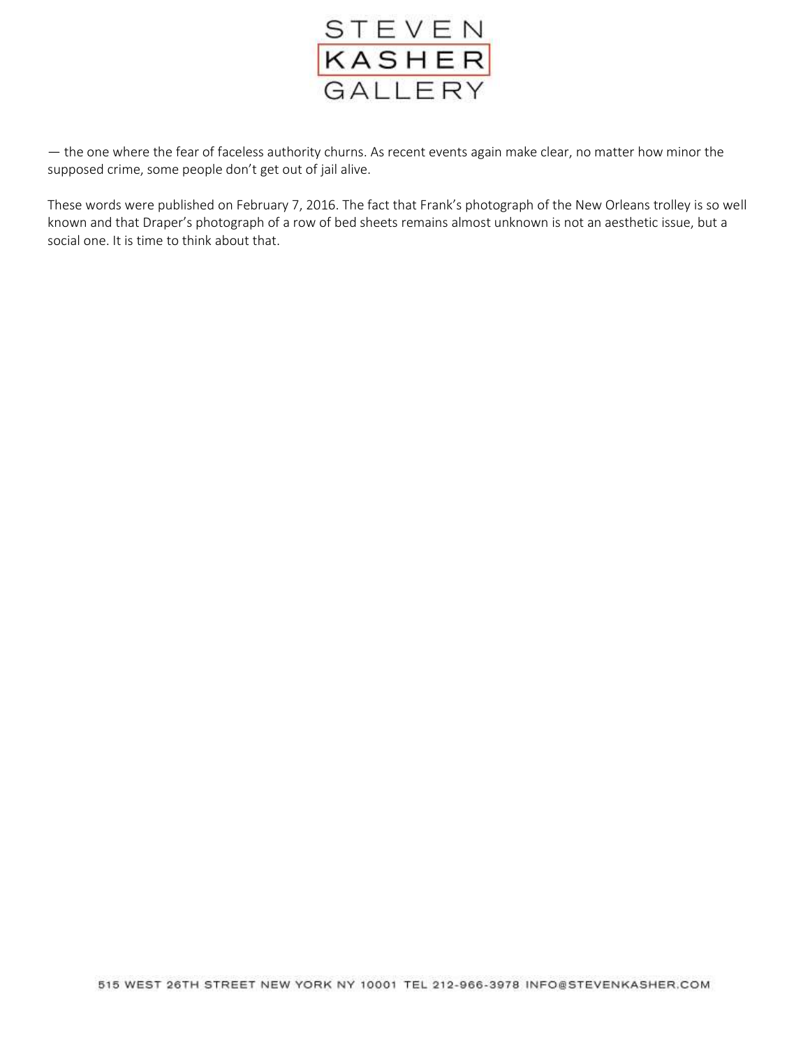— the one where the fear of faceless authority churns. As recent events again make clear, no matter how minor the supposed crime, some people don't get out of jail alive.

These words were published on February 7, 2016. The fact that Frank's photograph of the New Orleans trolley is so well known and that Draper's photograph of a row of bed sheets remains almost unknown is not an aesthetic issue, but a social one. It is time to think about that.